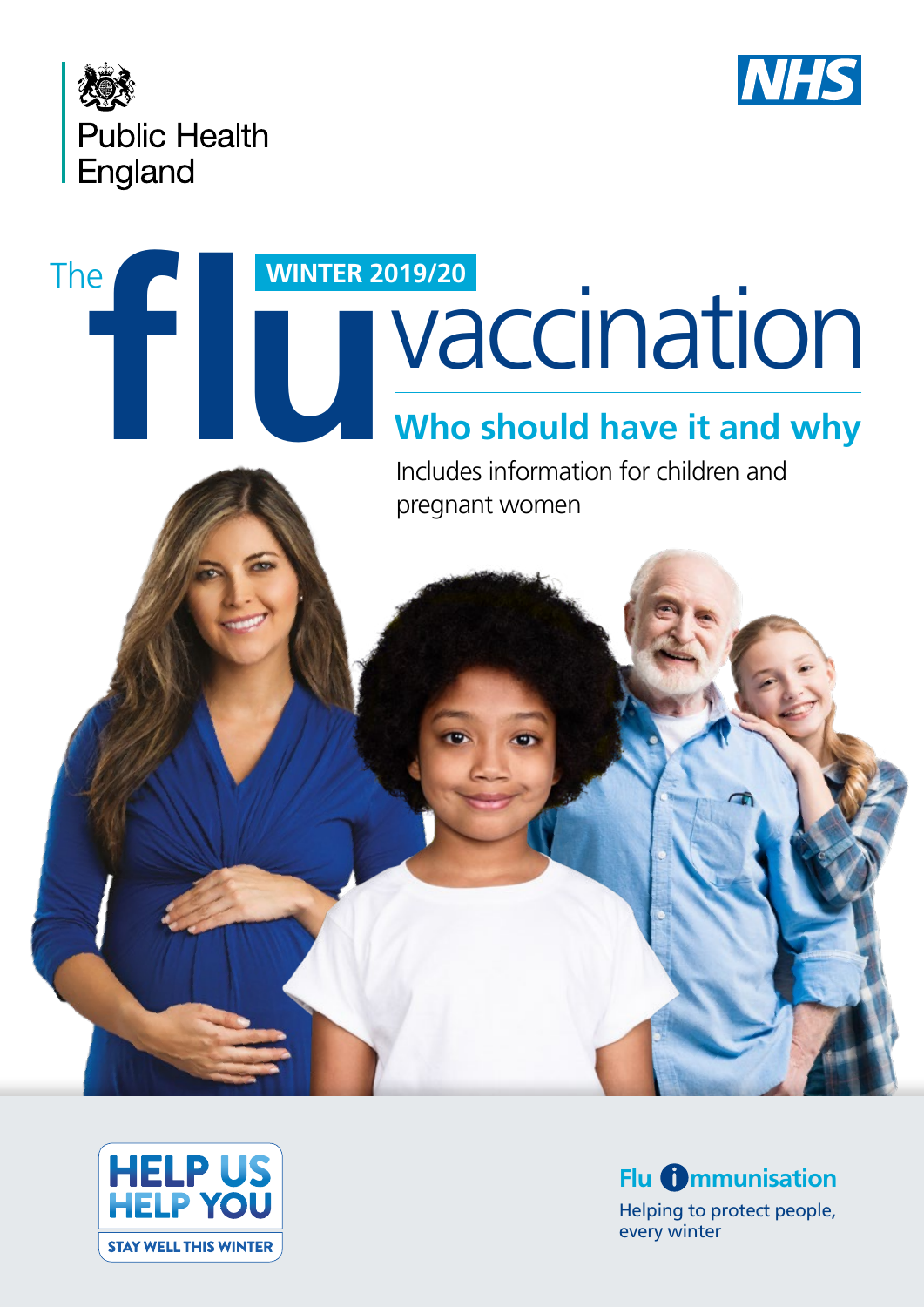Public Health England

NHS

# The flu vaccination

WINTER 2019/20

## Who should have it and why

Includes information for children and pregnant women

HELP US HELP YOU

STAY WELL THIS WINTER

Flu immunisation

Helping to protect people, every winter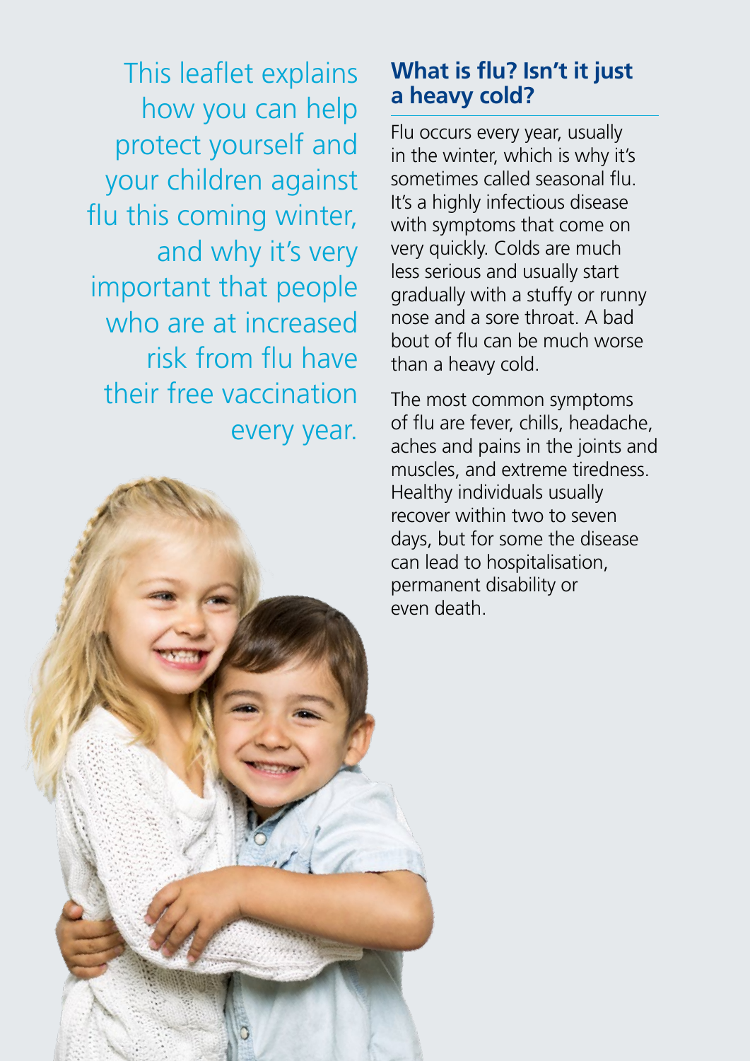This leaflet explains how you can help protect yourself and your children against flu this coming winter, and why it's very important that people who are at increased risk from flu have their free vaccination every year.

## What is flu? Isn't it just a heavy cold?

Flu occurs every year, usually in the winter, which is why it's sometimes called seasonal flu. It's a highly infectious disease with symptoms that come on very quickly. Colds are much less serious and usually start gradually with a stuffy or runny nose and a sore throat. A bad bout of flu can be much worse than a heavy cold.

The most common symptoms of flu are fever, chills, headache, aches and pains in the joints and muscles, and extreme tiredness. Healthy individuals usually recover within two to seven days, but for some the disease can lead to hospitalisation, permanent disability or even death.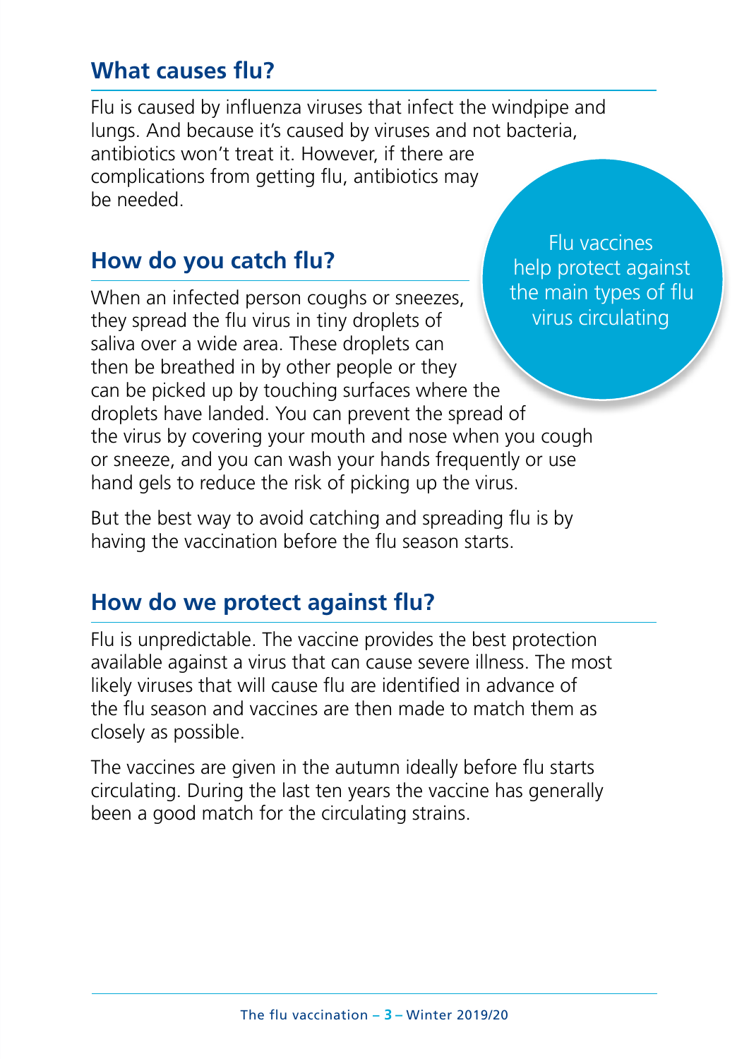## What causes flu?

Flu is caused by influenza viruses that infect the windpipe and lungs. And because it's caused by viruses and not bacteria, antibiotics won't treat it. However, if there are complications from getting flu, antibiotics may be needed.

## How do you catch flu?

When an infected person coughs or sneezes, they spread the flu virus in tiny droplets of saliva over a wide area. These droplets can then be breathed in by other people or they can be picked up by touching surfaces where the droplets have landed. You can prevent the spread of the virus by covering your mouth and nose when you cough or sneeze, and you can wash your hands frequently or use hand gels to reduce the risk of picking up the virus.

But the best way to avoid catching and spreading flu is by having the vaccination before the flu season starts.

Flu vaccines help protect against the main types of flu virus circulating

## How do we protect against flu?

Flu is unpredictable. The vaccine provides the best protection available against a virus that can cause severe illness. The most likely viruses that will cause flu are identified in advance of the flu season and vaccines are then made to match them as closely as possible.

The vaccines are given in the autumn ideally before flu starts circulating. During the last ten years the vaccine has generally been a good match for the circulating strains.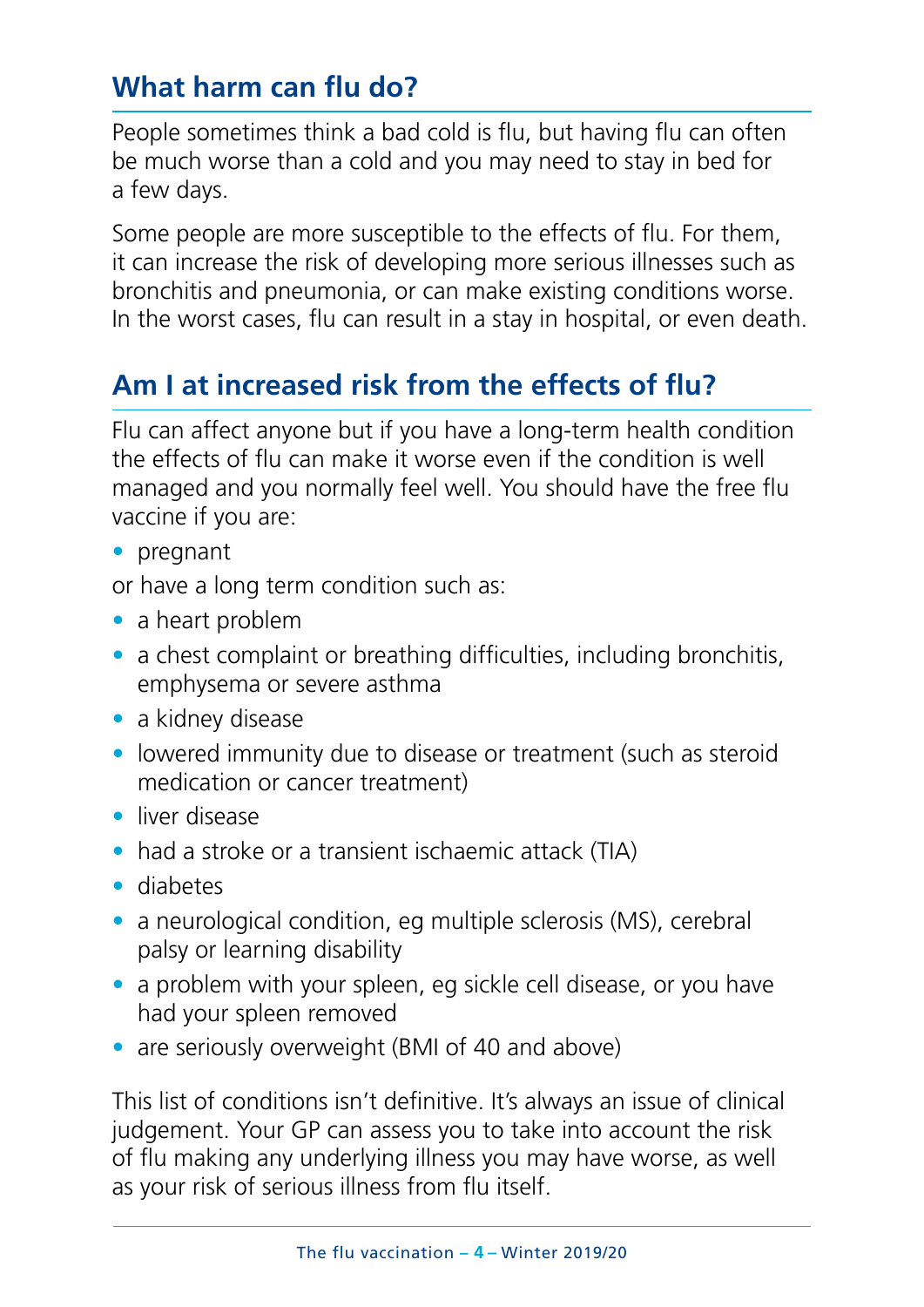## What harm can flu do?

People sometimes think a bad cold is flu, but having flu can often be much worse than a cold and you may need to stay in bed for a few days.

Some people are more susceptible to the effects of flu. For them, it can increase the risk of developing more serious illnesses such as bronchitis and pneumonia, or can make existing conditions worse. In the worst cases, flu can result in a stay in hospital, or even death.

## Am I at increased risk from the effects of flu?

Flu can affect anyone but if you have a long-term health condition the effects of flu can make it worse even if the condition is well managed and you normally feel well. You should have the free flu vaccine if you are:

- pregnant

or have a long term condition such as:

- a heart problem
- a chest complaint or breathing difficulties, including bronchitis, emphysema or severe asthma
- a kidney disease
- lowered immunity due to disease or treatment (such as steroid medication or cancer treatment)
- liver disease
- had a stroke or a transient ischaemic attack (TIA)
- diabetes
- a neurological condition, eg multiple sclerosis (MS), cerebral palsy or learning disability
- a problem with your spleen, eg sickle cell disease, or you have had your spleen removed
- are seriously overweight (BMI of 40 and above)

This list of conditions isn't definitive. It's always an issue of clinical judgement. Your GP can assess you to take into account the risk of flu making any underlying illness you may have worse, as well as your risk of serious illness from flu itself.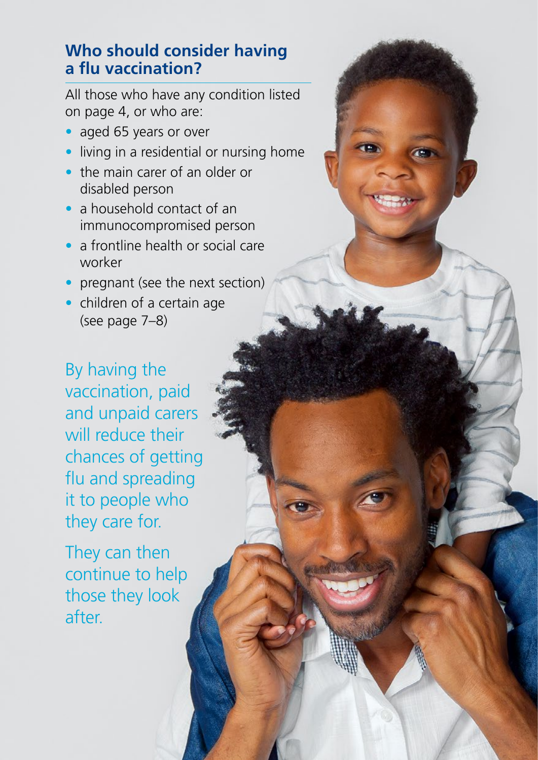## Who should consider having a flu vaccination?

All those who have any condition listed on page 4, or who are:

- aged 65 years or over
- living in a residential or nursing home
- the main carer of an older or disabled person
- a household contact of an immunocompromised person
- a frontline health or social care worker
- pregnant (see the next section)
- children of a certain age (see page 7–8)

By having the vaccination, paid and unpaid carers will reduce their chances of getting flu and spreading it to people who they care for.

They can then continue to help those they look after.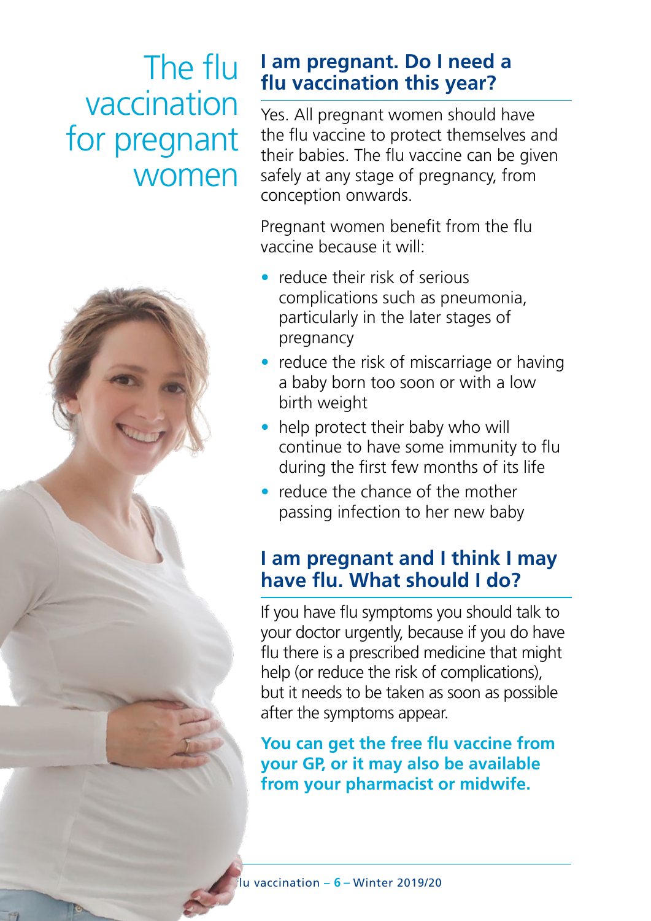# The flu vaccination for pregnant women

## I am pregnant. Do I need a flu vaccination this year?

Yes. All pregnant women should have the flu vaccine to protect themselves and their babies. The flu vaccine can be given safely at any stage of pregnancy, from conception onwards.

Pregnant women benefit from the flu vaccine because it will:

- reduce their risk of serious complications such as pneumonia, particularly in the later stages of pregnancy
- reduce the risk of miscarriage or having a baby born too soon or with a low birth weight
- help protect their baby who will continue to have some immunity to flu during the first few months of its life
- reduce the chance of the mother passing infection to her new baby

## I am pregnant and I think I may have flu. What should I do?

If you have flu symptoms you should talk to your doctor urgently, because if you do have flu there is a prescribed medicine that might help (or reduce the risk of complications), but it needs to be taken as soon as possible after the symptoms appear.

**You can get the free flu vaccine from your GP, or it may also be available from your pharmacist or midwife.**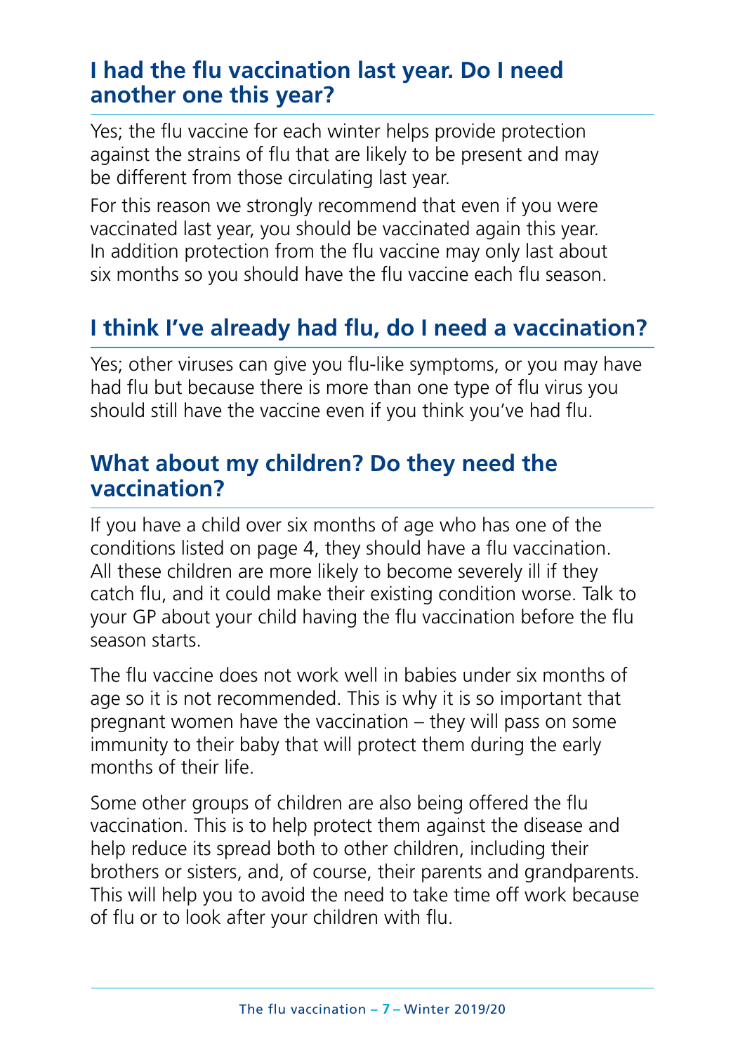## I had the flu vaccination last year. Do I need another one this year?

Yes; the flu vaccine for each winter helps provide protection against the strains of flu that are likely to be present and may be different from those circulating last year.

For this reason we strongly recommend that even if you were vaccinated last year, you should be vaccinated again this year. In addition protection from the flu vaccine may only last about six months so you should have the flu vaccine each flu season.

## I think I've already had flu, do I need a vaccination?

Yes; other viruses can give you flu-like symptoms, or you may have had flu but because there is more than one type of flu virus you should still have the vaccine even if you think you've had flu.

## What about my children? Do they need the vaccination?

If you have a child over six months of age who has one of the conditions listed on page 4, they should have a flu vaccination. All these children are more likely to become severely ill if they catch flu, and it could make their existing condition worse. Talk to your GP about your child having the flu vaccination before the flu season starts.

The flu vaccine does not work well in babies under six months of age so it is not recommended. This is why it is so important that pregnant women have the vaccination – they will pass on some immunity to their baby that will protect them during the early months of their life.

Some other groups of children are also being offered the flu vaccination. This is to help protect them against the disease and help reduce its spread both to other children, including their brothers or sisters, and, of course, their parents and grandparents. This will help you to avoid the need to take time off work because of flu or to look after your children with flu.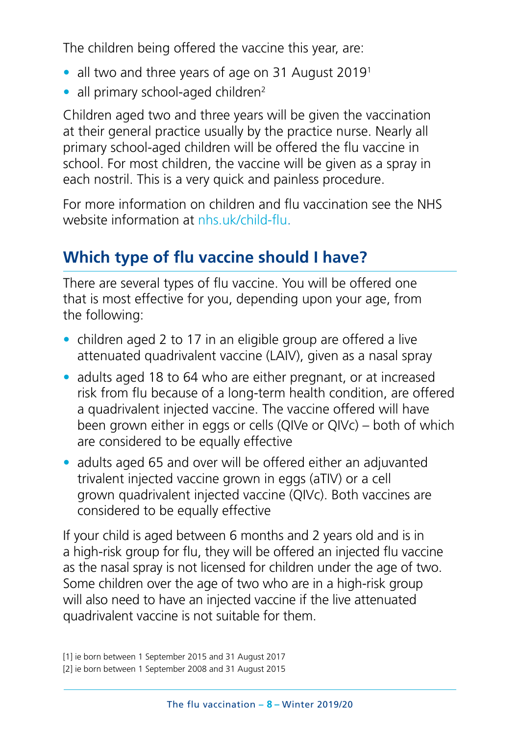The children being offered the vaccine this year, are:

- all two and three years of age on 31 August 2019[1]
- all primary school-aged children[2]

Children aged two and three years will be given the vaccination at their general practice usually by the practice nurse. Nearly all primary school-aged children will be offered the flu vaccine in school. For most children, the vaccine will be given as a spray in each nostril. This is a very quick and painless procedure.

For more information on children and flu vaccination see the NHS website information at nhs.uk/child-flu.

## Which type of flu vaccine should I have?

There are several types of flu vaccine. You will be offered one that is most effective for you, depending upon your age, from the following:

- children aged 2 to 17 in an eligible group are offered a live attenuated quadrivalent vaccine (LAIV), given as a nasal spray
- adults aged 18 to 64 who are either pregnant, or at increased risk from flu because of a long-term health condition, are offered a quadrivalent injected vaccine. The vaccine offered will have been grown either in eggs or cells (QIVe or QIVc) – both of which are considered to be equally effective
- adults aged 65 and over will be offered either an adjuvanted trivalent injected vaccine grown in eggs (aTIV) or a cell grown quadrivalent injected vaccine (QIVc). Both vaccines are considered to be equally effective

If your child is aged between 6 months and 2 years old and is in a high-risk group for flu, they will be offered an injected flu vaccine as the nasal spray is not licensed for children under the age of two. Some children over the age of two who are in a high-risk group will also need to have an injected vaccine if the live attenuated quadrivalent vaccine is not suitable for them.

[1] ie born between 1 September 2015 and 31 August 2017
[2] ie born between 1 September 2008 and 31 August 2015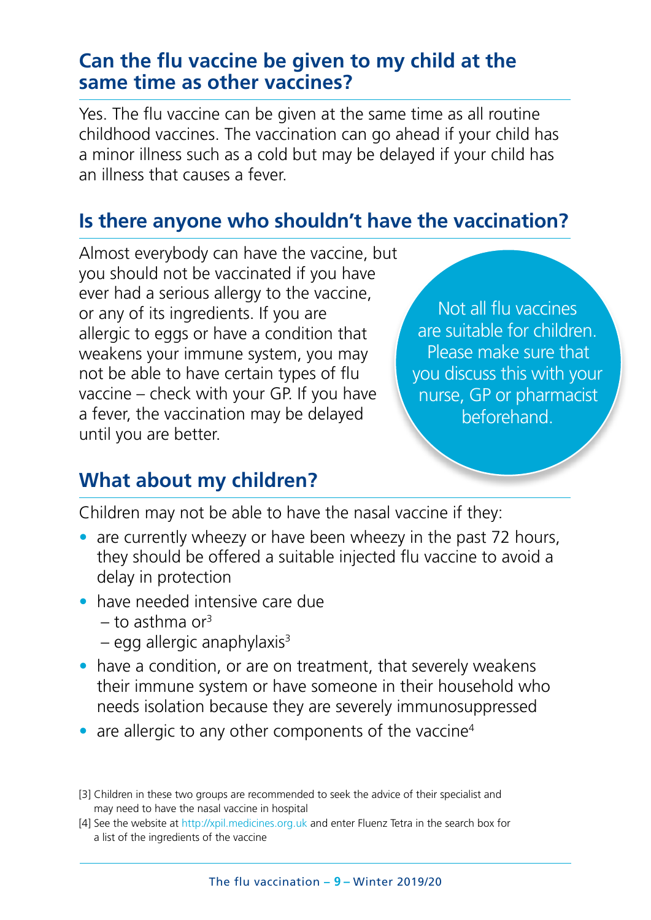## Can the flu vaccine be given to my child at the same time as other vaccines?

Yes. The flu vaccine can be given at the same time as all routine childhood vaccines. The vaccination can go ahead if your child has a minor illness such as a cold but may be delayed if your child has an illness that causes a fever.

## Is there anyone who shouldn't have the vaccination?

Almost everybody can have the vaccine, but you should not be vaccinated if you have ever had a serious allergy to the vaccine, or any of its ingredients. If you are allergic to eggs or have a condition that weakens your immune system, you may not be able to have certain types of flu vaccine – check with your GP. If you have a fever, the vaccination may be delayed until you are better.

Not all flu vaccines are suitable for children. Please make sure that you discuss this with your nurse, GP or pharmacist beforehand.

## What about my children?

Children may not be able to have the nasal vaccine if they:

- are currently wheezy or have been wheezy in the past 72 hours, they should be offered a suitable injected flu vaccine to avoid a delay in protection
- have needed intensive care due
  - to asthma or[3]
  - egg allergic anaphylaxis[3]
- have a condition, or are on treatment, that severely weakens their immune system or have someone in their household who needs isolation because they are severely immunosuppressed
- are allergic to any other components of the vaccine[4]

[3] Children in these two groups are recommended to seek the advice of their specialist and may need to have the nasal vaccine in hospital

[4] See the website at http://xpil.medicines.org.uk and enter Fluenz Tetra in the search box for a list of the ingredients of the vaccine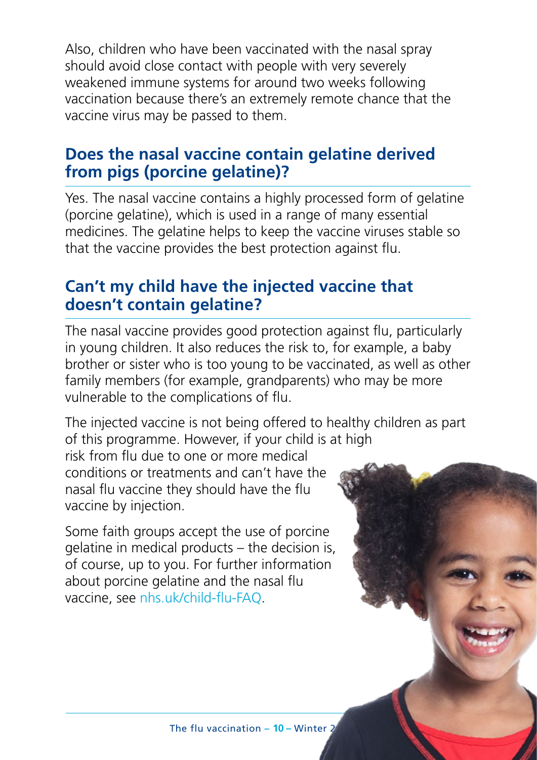Also, children who have been vaccinated with the nasal spray should avoid close contact with people with very severely weakened immune systems for around two weeks following vaccination because there's an extremely remote chance that the vaccine virus may be passed to them.

## Does the nasal vaccine contain gelatine derived from pigs (porcine gelatine)?

Yes. The nasal vaccine contains a highly processed form of gelatine (porcine gelatine), which is used in a range of many essential medicines. The gelatine helps to keep the vaccine viruses stable so that the vaccine provides the best protection against flu.

## Can't my child have the injected vaccine that doesn't contain gelatine?

The nasal vaccine provides good protection against flu, particularly in young children. It also reduces the risk to, for example, a baby brother or sister who is too young to be vaccinated, as well as other family members (for example, grandparents) who may be more vulnerable to the complications of flu.

The injected vaccine is not being offered to healthy children as part of this programme. However, if your child is at high risk from flu due to one or more medical conditions or treatments and can't have the nasal flu vaccine they should have the flu vaccine by injection.

Some faith groups accept the use of porcine gelatine in medical products – the decision is, of course, up to you. For further information about porcine gelatine and the nasal flu vaccine, see nhs.uk/child-flu-FAQ.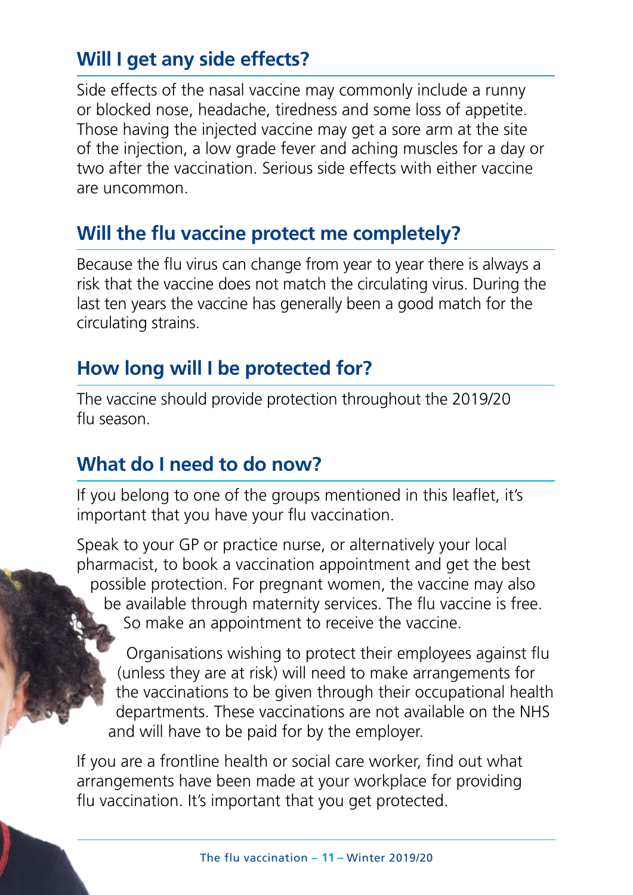## Will I get any side effects?

Side effects of the nasal vaccine may commonly include a runny or blocked nose, headache, tiredness and some loss of appetite. Those having the injected vaccine may get a sore arm at the site of the injection, a low grade fever and aching muscles for a day or two after the vaccination. Serious side effects with either vaccine are uncommon.

## Will the flu vaccine protect me completely?

Because the flu virus can change from year to year there is always a risk that the vaccine does not match the circulating virus. During the last ten years the vaccine has generally been a good match for the circulating strains.

## How long will I be protected for?

The vaccine should provide protection throughout the 2019/20 flu season.

## What do I need to do now?

If you belong to one of the groups mentioned in this leaflet, it's important that you have your flu vaccination.

Speak to your GP or practice nurse, or alternatively your local pharmacist, to book a vaccination appointment and get the best possible protection. For pregnant women, the vaccine may also be available through maternity services. The flu vaccine is free. So make an appointment to receive the vaccine.

Organisations wishing to protect their employees against flu (unless they are at risk) will need to make arrangements for the vaccinations to be given through their occupational health departments. These vaccinations are not available on the NHS and will have to be paid for by the employer.

If you are a frontline health or social care worker, find out what arrangements have been made at your workplace for providing flu vaccination. It's important that you get protected.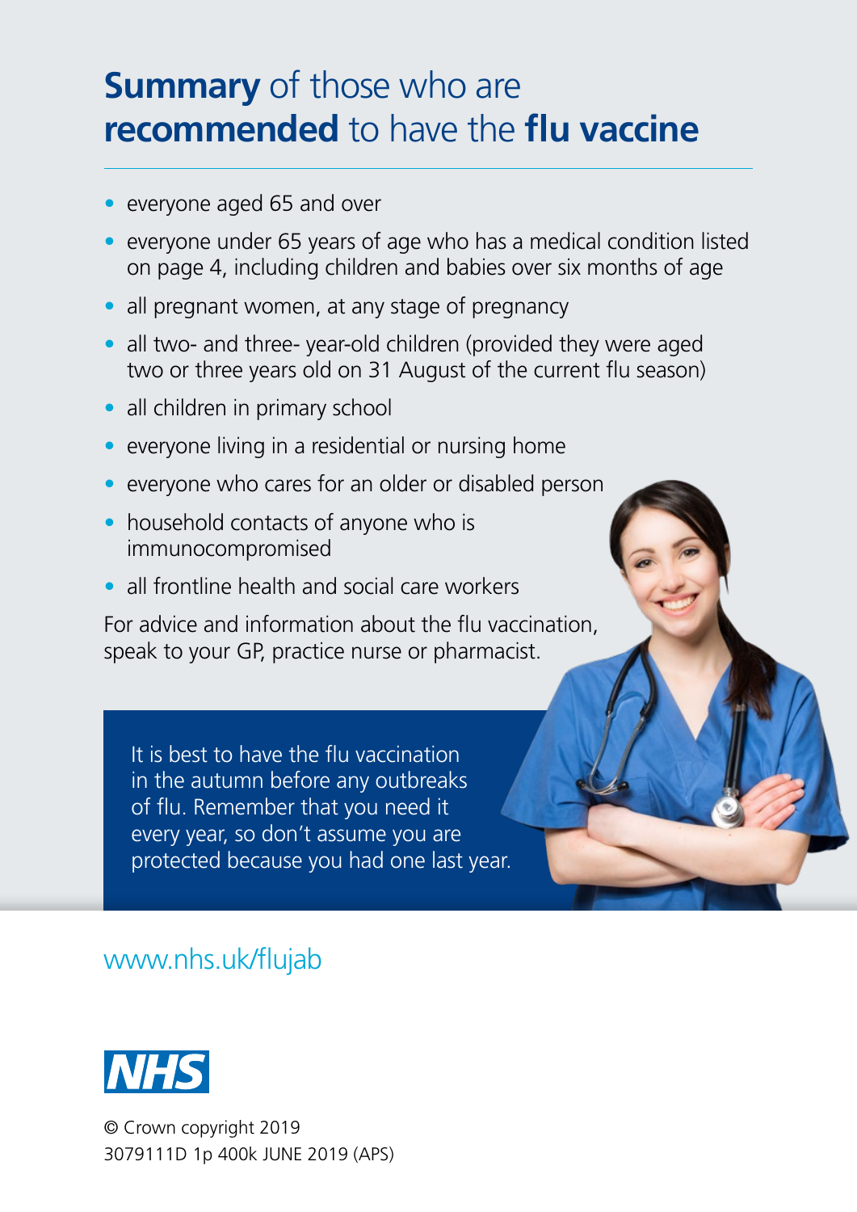# **Summary** of those who are **recommended** to have the **flu vaccine**

- everyone aged 65 and over
- everyone under 65 years of age who has a medical condition listed on page 4, including children and babies over six months of age
- all pregnant women, at any stage of pregnancy
- all two- and three- year-old children (provided they were aged two or three years old on 31 August of the current flu season)
- all children in primary school
- everyone living in a residential or nursing home
- everyone who cares for an older or disabled person
- household contacts of anyone who is immunocompromised
- all frontline health and social care workers

For advice and information about the flu vaccination, speak to your GP, practice nurse or pharmacist.

It is best to have the flu vaccination in the autumn before any outbreaks of flu. Remember that you need it every year, so don't assume you are protected because you had one last year.

www.nhs.uk/flujab

NHS

© Crown copyright 2019
3079111D 1p 400k JUNE 2019 (APS)